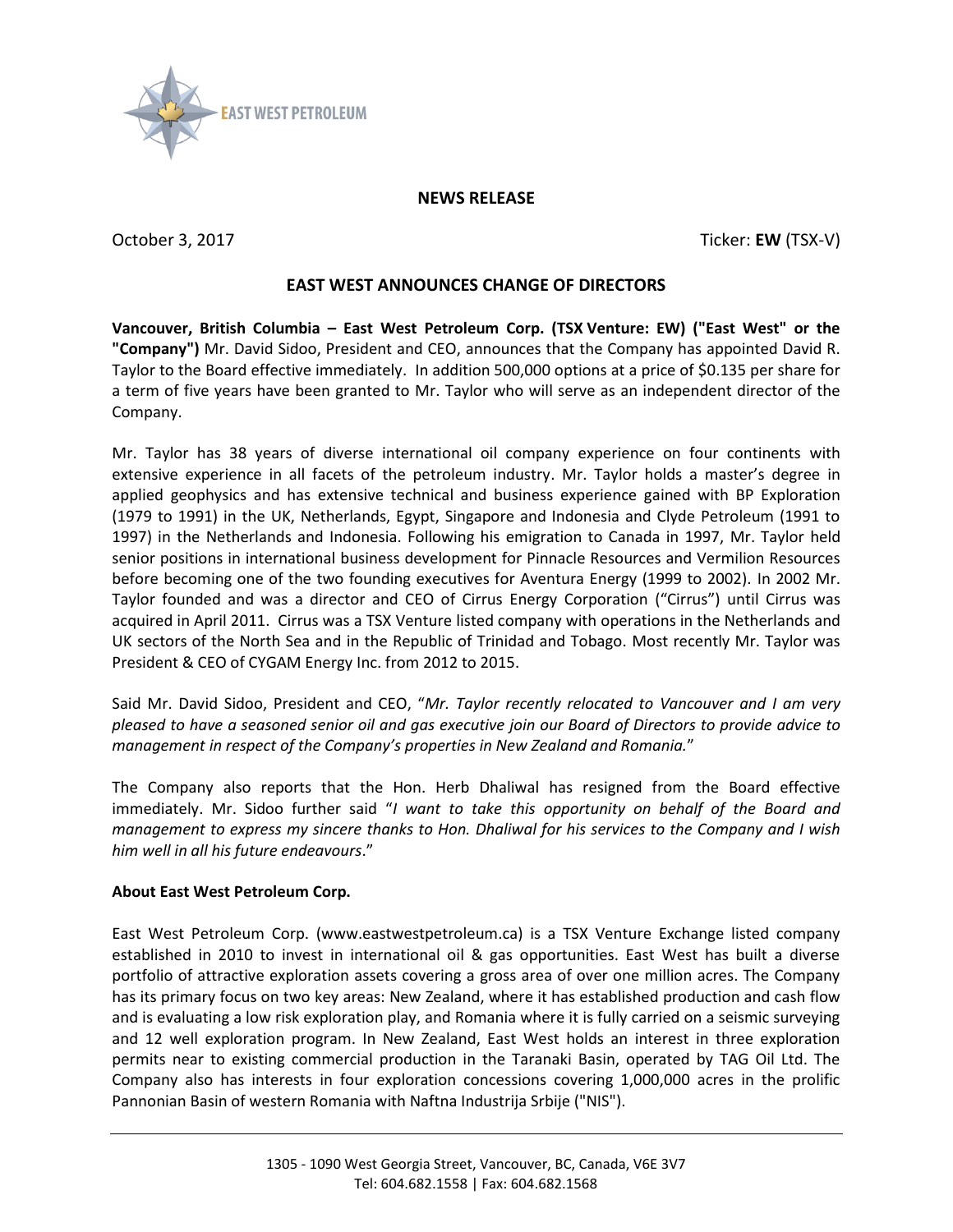EAST WEST PETROLEUM

**NEWS RELEASE**

October 3, 2017 Ticker: **EW** (TSX-V)

# EAST WEST ANNOUNCES CHANGE OF DIRECTORS

**Vancouver, British Columbia – East West Petroleum Corp. (TSX Venture: EW) ("East West" or the "Company")** Mr. David Sidoo, President and CEO, announces that the Company has appointed David R. Taylor to the Board effective immediately. In addition 500,000 options at a price of $0.135 per share for a term of five years have been granted to Mr. Taylor who will serve as an independent director of the Company.

Mr. Taylor has 38 years of diverse international oil company experience on four continents with extensive experience in all facets of the petroleum industry. Mr. Taylor holds a master's degree in applied geophysics and has extensive technical and business experience gained with BP Exploration (1979 to 1991) in the UK, Netherlands, Egypt, Singapore and Indonesia and Clyde Petroleum (1991 to 1997) in the Netherlands and Indonesia. Following his emigration to Canada in 1997, Mr. Taylor held senior positions in international business development for Pinnacle Resources and Vermilion Resources before becoming one of the two founding executives for Aventura Energy (1999 to 2002). In 2002 Mr. Taylor founded and was a director and CEO of Cirrus Energy Corporation ("Cirrus") until Cirrus was acquired in April 2011. Cirrus was a TSX Venture listed company with operations in the Netherlands and UK sectors of the North Sea and in the Republic of Trinidad and Tobago. Most recently Mr. Taylor was President & CEO of CYGAM Energy Inc. from 2012 to 2015.

Said Mr. David Sidoo, President and CEO, "*Mr. Taylor recently relocated to Vancouver and I am very pleased to have a seasoned senior oil and gas executive join our Board of Directors to provide advice to management in respect of the Company's properties in New Zealand and Romania.*"

The Company also reports that the Hon. Herb Dhaliwal has resigned from the Board effective immediately. Mr. Sidoo further said "*I want to take this opportunity on behalf of the Board and management to express my sincere thanks to Hon. Dhaliwal for his services to the Company and I wish him well in all his future endeavours*."

**About East West Petroleum Corp.**

East West Petroleum Corp. (www.eastwestpetroleum.ca) is a TSX Venture Exchange listed company established in 2010 to invest in international oil & gas opportunities. East West has built a diverse portfolio of attractive exploration assets covering a gross area of over one million acres. The Company has its primary focus on two key areas: New Zealand, where it has established production and cash flow and is evaluating a low risk exploration play, and Romania where it is fully carried on a seismic surveying and 12 well exploration program. In New Zealand, East West holds an interest in three exploration permits near to existing commercial production in the Taranaki Basin, operated by TAG Oil Ltd. The Company also has interests in four exploration concessions covering 1,000,000 acres in the prolific Pannonian Basin of western Romania with Naftna Industrija Srbije ("NIS").

1305 - 1090 West Georgia Street, Vancouver, BC, Canada, V6E 3V7
Tel: 604.682.1558 | Fax: 604.682.1568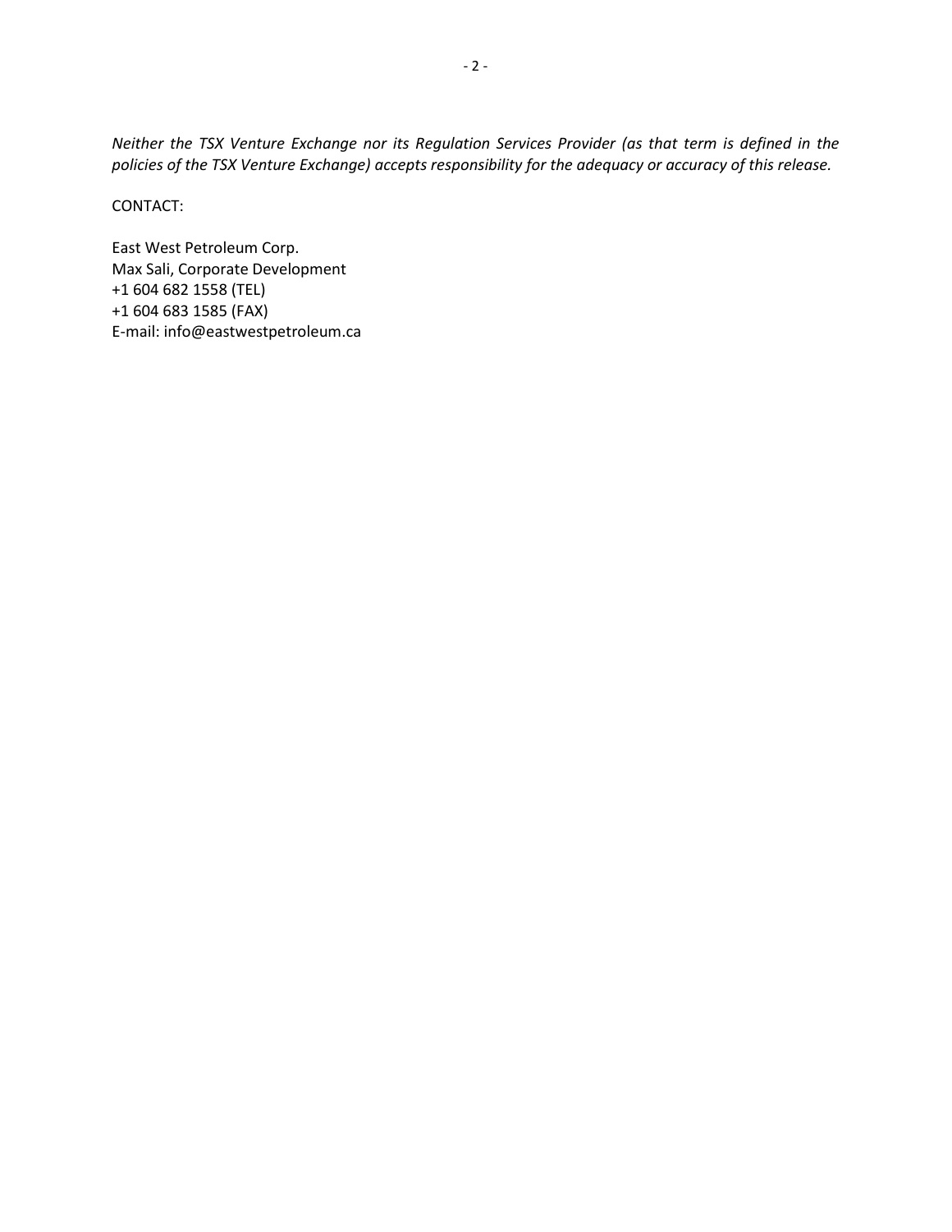*Neither the TSX Venture Exchange nor its Regulation Services Provider (as that term is defined in the policies of the TSX Venture Exchange) accepts responsibility for the adequacy or accuracy of this release.*

CONTACT:

East West Petroleum Corp.
Max Sali, Corporate Development
+1 604 682 1558 (TEL)
+1 604 683 1585 (FAX)
E-mail: info@eastwestpetroleum.ca